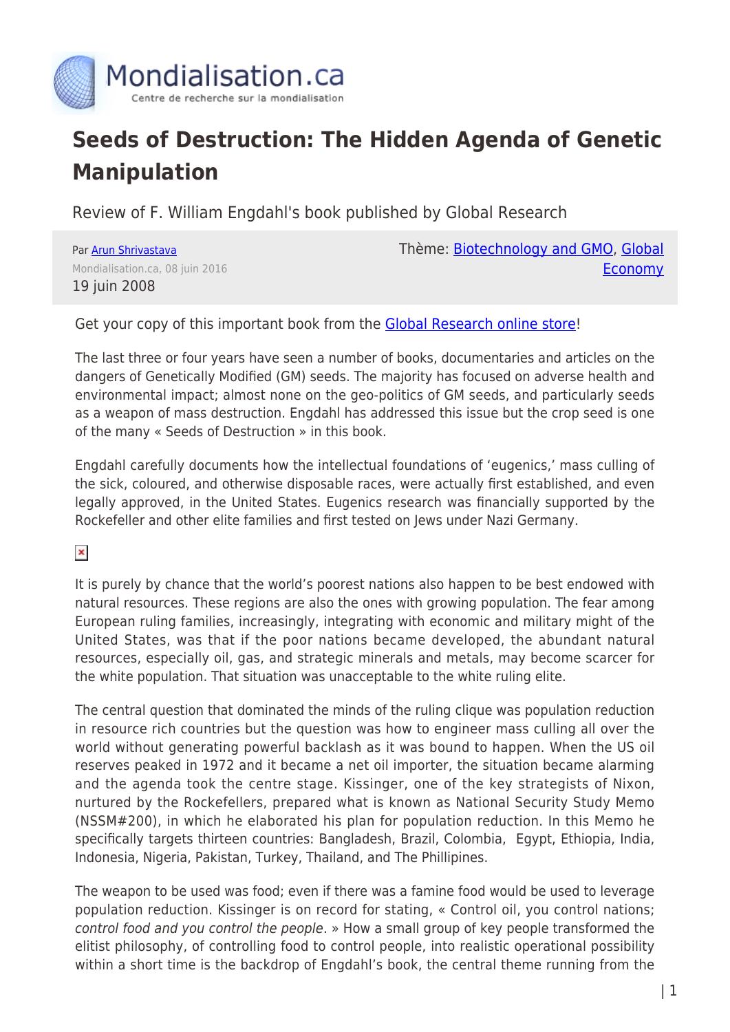# Seeds of Destruction: The Hidden Agenda of Genetic Manipulation

Review of F. William Engdahl's book published by Global Research

Par Arun Shrivastava
Mondialisation.ca, 08 juin 2016
19 juin 2008

Thème: Biotechnology and GMO, Global Economy

Get your copy of this important book from the Global Research online store!

The last three or four years have seen a number of books, documentaries and articles on the dangers of Genetically Modified (GM) seeds. The majority has focused on adverse health and environmental impact; almost none on the geo-politics of GM seeds, and particularly seeds as a weapon of mass destruction. Engdahl has addressed this issue but the crop seed is one of the many « Seeds of Destruction » in this book.

Engdahl carefully documents how the intellectual foundations of 'eugenics,' mass culling of the sick, coloured, and otherwise disposable races, were actually first established, and even legally approved, in the United States. Eugenics research was financially supported by the Rockefeller and other elite families and first tested on Jews under Nazi Germany.

It is purely by chance that the world's poorest nations also happen to be best endowed with natural resources. These regions are also the ones with growing population. The fear among European ruling families, increasingly, integrating with economic and military might of the United States, was that if the poor nations became developed, the abundant natural resources, especially oil, gas, and strategic minerals and metals, may become scarcer for the white population. That situation was unacceptable to the white ruling elite.

The central question that dominated the minds of the ruling clique was population reduction in resource rich countries but the question was how to engineer mass culling all over the world without generating powerful backlash as it was bound to happen. When the US oil reserves peaked in 1972 and it became a net oil importer, the situation became alarming and the agenda took the centre stage. Kissinger, one of the key strategists of Nixon, nurtured by the Rockefellers, prepared what is known as National Security Study Memo (NSSM#200), in which he elaborated his plan for population reduction. In this Memo he specifically targets thirteen countries: Bangladesh, Brazil, Colombia, Egypt, Ethiopia, India, Indonesia, Nigeria, Pakistan, Turkey, Thailand, and The Phillipines.

The weapon to be used was food; even if there was a famine food would be used to leverage population reduction. Kissinger is on record for stating, « Control oil, you control nations; *control food and you control the people*. » How a small group of key people transformed the elitist philosophy, of controlling food to control people, into realistic operational possibility within a short time is the backdrop of Engdahl's book, the central theme running from the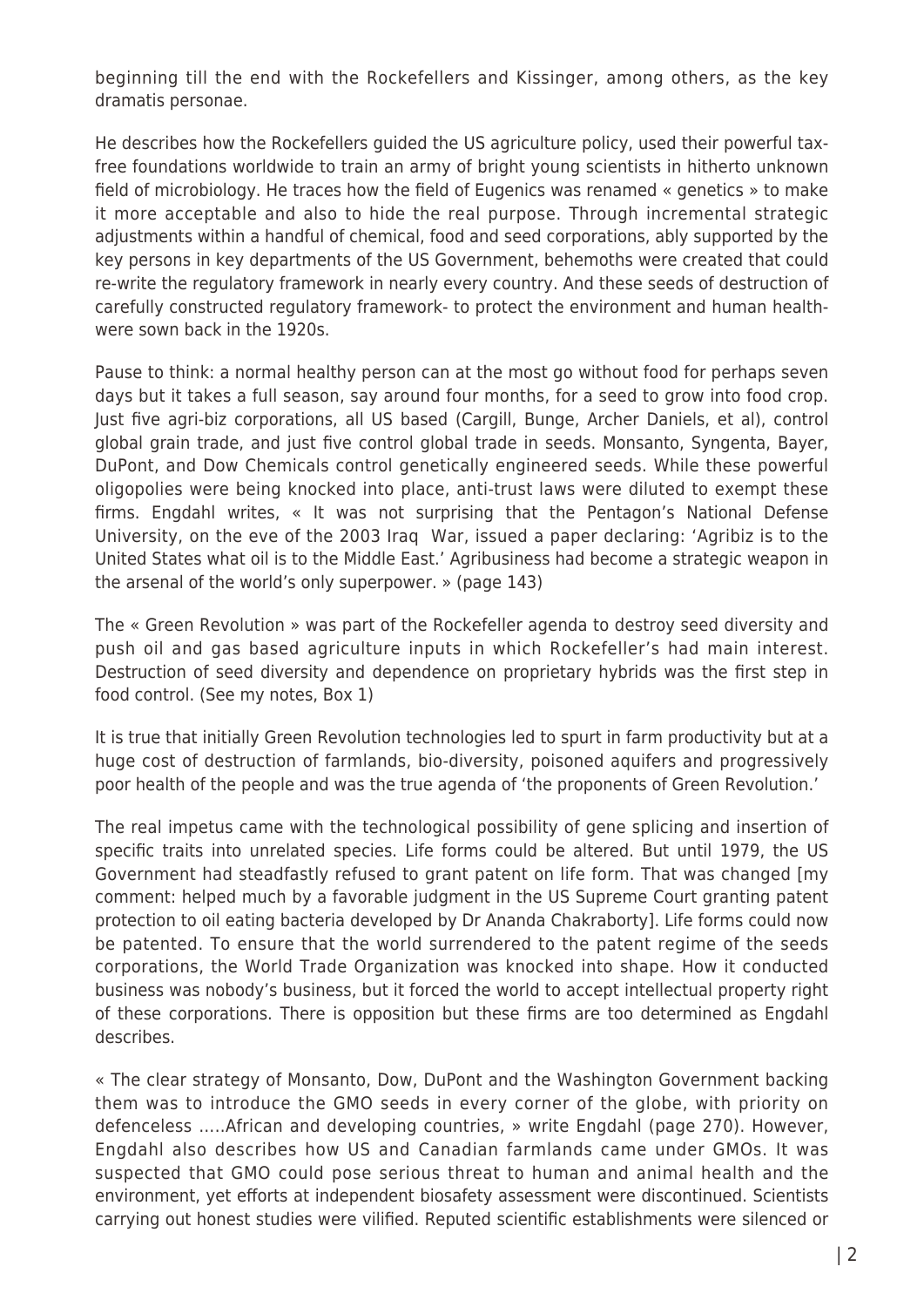beginning till the end with the Rockefellers and Kissinger, among others, as the key dramatis personae.

He describes how the Rockefellers guided the US agriculture policy, used their powerful tax-free foundations worldwide to train an army of bright young scientists in hitherto unknown field of microbiology. He traces how the field of Eugenics was renamed « genetics » to make it more acceptable and also to hide the real purpose. Through incremental strategic adjustments within a handful of chemical, food and seed corporations, ably supported by the key persons in key departments of the US Government, behemoths were created that could re-write the regulatory framework in nearly every country. And these seeds of destruction of carefully constructed regulatory framework- to protect the environment and human health- were sown back in the 1920s.

Pause to think: a normal healthy person can at the most go without food for perhaps seven days but it takes a full season, say around four months, for a seed to grow into food crop. Just five agri-biz corporations, all US based (Cargill, Bunge, Archer Daniels, et al), control global grain trade, and just five control global trade in seeds. Monsanto, Syngenta, Bayer, DuPont, and Dow Chemicals control genetically engineered seeds. While these powerful oligopolies were being knocked into place, anti-trust laws were diluted to exempt these firms. Engdahl writes, « It was not surprising that the Pentagon's National Defense University, on the eve of the 2003 Iraq War, issued a paper declaring: 'Agribiz is to the United States what oil is to the Middle East.' Agribusiness had become a strategic weapon in the arsenal of the world's only superpower. » (page 143)

The « Green Revolution » was part of the Rockefeller agenda to destroy seed diversity and push oil and gas based agriculture inputs in which Rockefeller's had main interest. Destruction of seed diversity and dependence on proprietary hybrids was the first step in food control. (See my notes, Box 1)

It is true that initially Green Revolution technologies led to spurt in farm productivity but at a huge cost of destruction of farmlands, bio-diversity, poisoned aquifers and progressively poor health of the people and was the true agenda of 'the proponents of Green Revolution.'

The real impetus came with the technological possibility of gene splicing and insertion of specific traits into unrelated species. Life forms could be altered. But until 1979, the US Government had steadfastly refused to grant patent on life form. That was changed [my comment: helped much by a favorable judgment in the US Supreme Court granting patent protection to oil eating bacteria developed by Dr Ananda Chakraborty]. Life forms could now be patented. To ensure that the world surrendered to the patent regime of the seeds corporations, the World Trade Organization was knocked into shape. How it conducted business was nobody's business, but it forced the world to accept intellectual property right of these corporations. There is opposition but these firms are too determined as Engdahl describes.

« The clear strategy of Monsanto, Dow, DuPont and the Washington Government backing them was to introduce the GMO seeds in every corner of the globe, with priority on defenceless .....African and developing countries, » write Engdahl (page 270). However, Engdahl also describes how US and Canadian farmlands came under GMOs. It was suspected that GMO could pose serious threat to human and animal health and the environment, yet efforts at independent biosafety assessment were discontinued. Scientists carrying out honest studies were vilified. Reputed scientific establishments were silenced or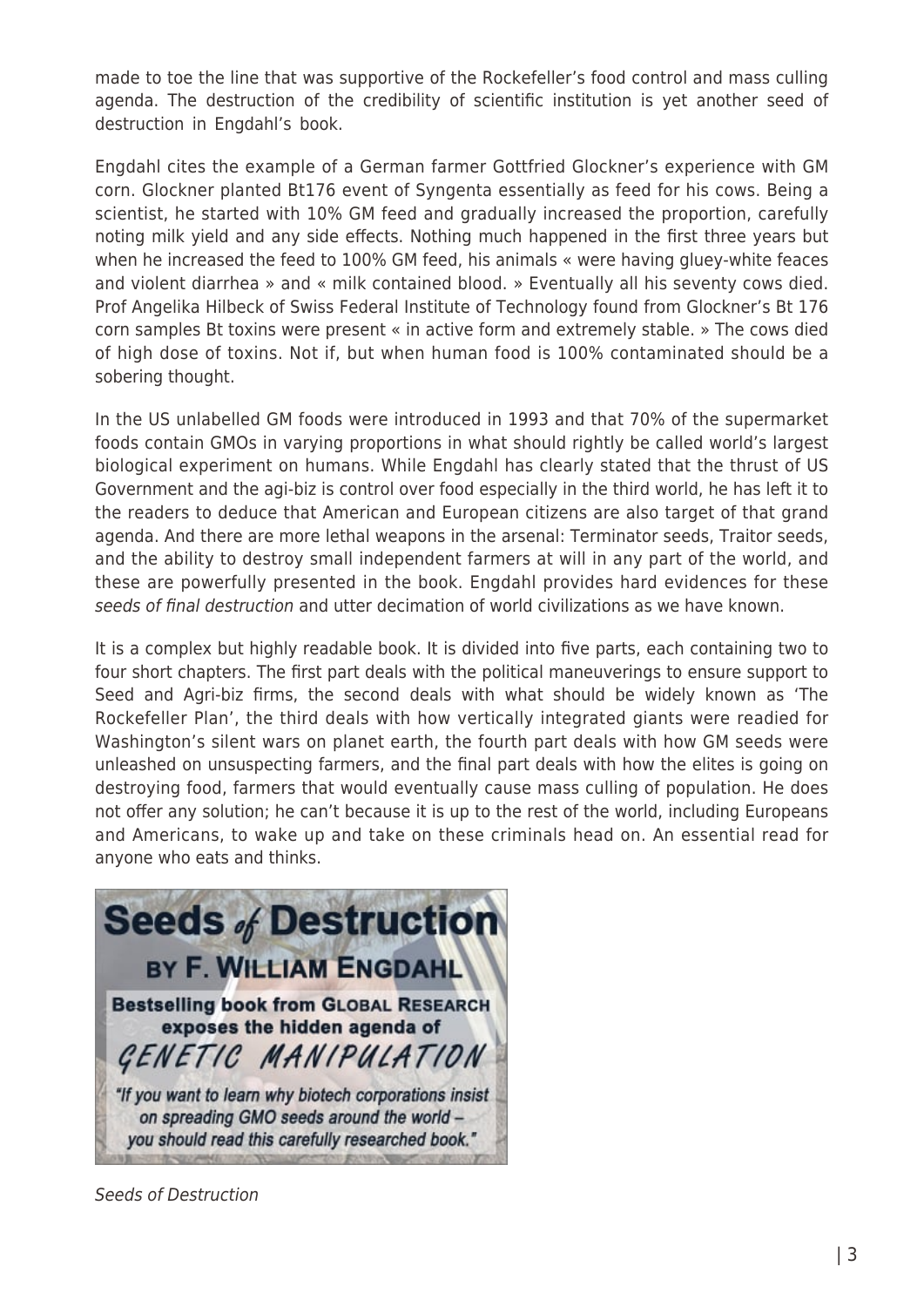made to toe the line that was supportive of the Rockefeller's food control and mass culling agenda. The destruction of the credibility of scientific institution is yet another seed of destruction in Engdahl's book.

Engdahl cites the example of a German farmer Gottfried Glockner's experience with GM corn. Glockner planted Bt176 event of Syngenta essentially as feed for his cows. Being a scientist, he started with 10% GM feed and gradually increased the proportion, carefully noting milk yield and any side effects. Nothing much happened in the first three years but when he increased the feed to 100% GM feed, his animals « were having gluey-white feaces and violent diarrhea » and « milk contained blood. » Eventually all his seventy cows died. Prof Angelika Hilbeck of Swiss Federal Institute of Technology found from Glockner's Bt 176 corn samples Bt toxins were present « in active form and extremely stable. » The cows died of high dose of toxins. Not if, but when human food is 100% contaminated should be a sobering thought.

In the US unlabelled GM foods were introduced in 1993 and that 70% of the supermarket foods contain GMOs in varying proportions in what should rightly be called world's largest biological experiment on humans. While Engdahl has clearly stated that the thrust of US Government and the agi-biz is control over food especially in the third world, he has left it to the readers to deduce that American and European citizens are also target of that grand agenda. And there are more lethal weapons in the arsenal: Terminator seeds, Traitor seeds, and the ability to destroy small independent farmers at will in any part of the world, and these are powerfully presented in the book. Engdahl provides hard evidences for these *seeds of final destruction* and utter decimation of world civilizations as we have known.

It is a complex but highly readable book. It is divided into five parts, each containing two to four short chapters. The first part deals with the political maneuverings to ensure support to Seed and Agri-biz firms, the second deals with what should be widely known as 'The Rockefeller Plan', the third deals with how vertically integrated giants were readied for Washington's silent wars on planet earth, the fourth part deals with how GM seeds were unleashed on unsuspecting farmers, and the final part deals with how the elites is going on destroying food, farmers that would eventually cause mass culling of population. He does not offer any solution; he can't because it is up to the rest of the world, including Europeans and Americans, to wake up and take on these criminals head on. An essential read for anyone who eats and thinks.

**Seeds of Destruction**
**BY F. WILLIAM ENGDAHL**
**Bestselling book from GLOBAL RESEARCH exposes the hidden agenda of**
*GENETIC MANIPULATION*
*"If you want to learn why biotech corporations insist on spreading GMO seeds around the world – you should read this carefully researched book."*

*Seeds of Destruction*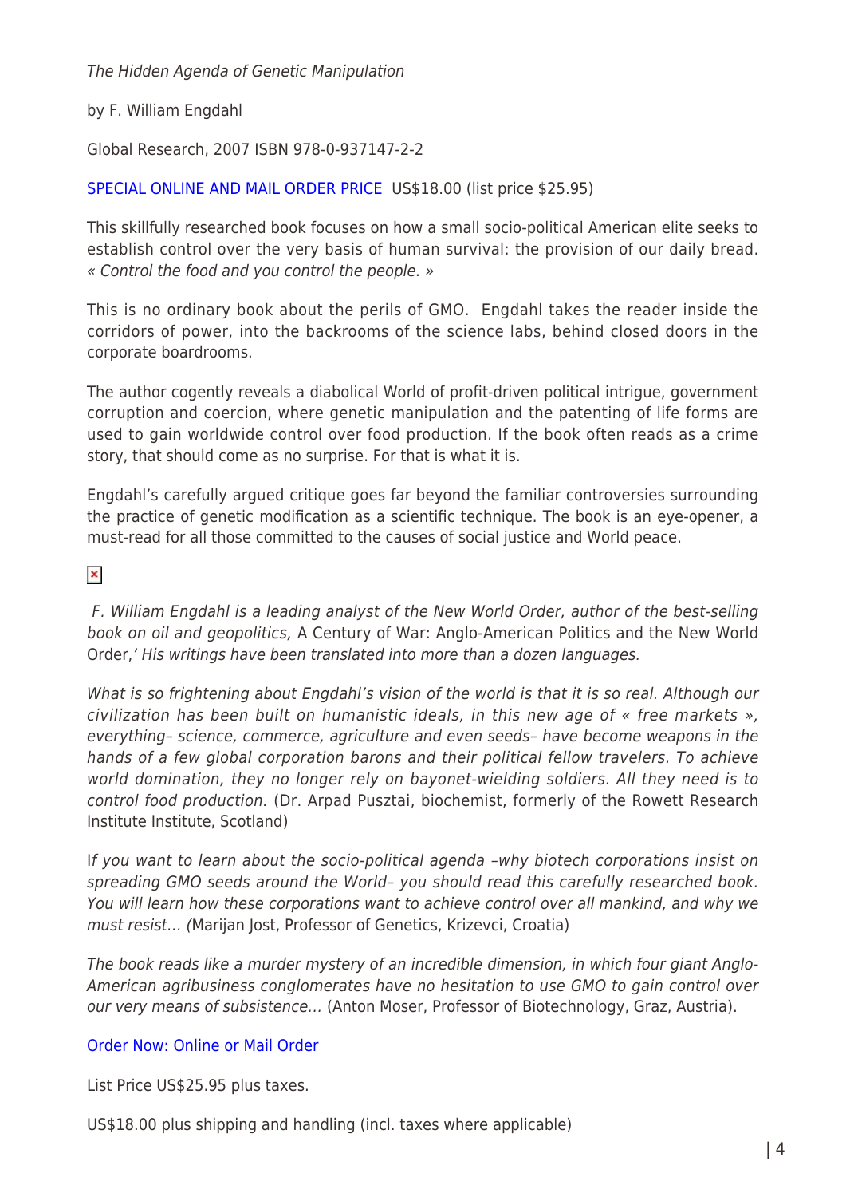*The Hidden Agenda of Genetic Manipulation*

by F. William Engdahl

Global Research, 2007 ISBN 978-0-937147-2-2

SPECIAL ONLINE AND MAIL ORDER PRICE US$18.00 (list price $25.95)

This skillfully researched book focuses on how a small socio-political American elite seeks to establish control over the very basis of human survival: the provision of our daily bread. *« Control the food and you control the people. »*

This is no ordinary book about the perils of GMO. Engdahl takes the reader inside the corridors of power, into the backrooms of the science labs, behind closed doors in the corporate boardrooms.

The author cogently reveals a diabolical World of profit-driven political intrigue, government corruption and coercion, where genetic manipulation and the patenting of life forms are used to gain worldwide control over food production. If the book often reads as a crime story, that should come as no surprise. For that is what it is.

Engdahl's carefully argued critique goes far beyond the familiar controversies surrounding the practice of genetic modification as a scientific technique. The book is an eye-opener, a must-read for all those committed to the causes of social justice and World peace.

*F. William Engdahl is a leading analyst of the New World Order, author of the best-selling book on oil and geopolitics,* A Century of War: Anglo-American Politics and the New World Order,' *His writings have been translated into more than a dozen languages.*

*What is so frightening about Engdahl's vision of the world is that it is so real. Although our civilization has been built on humanistic ideals, in this new age of « free markets », everything– science, commerce, agriculture and even seeds– have become weapons in the hands of a few global corporation barons and their political fellow travelers. To achieve world domination, they no longer rely on bayonet-wielding soldiers. All they need is to control food production.* (Dr. Arpad Pusztai, biochemist, formerly of the Rowett Research Institute Institute, Scotland)

I*f you want to learn about the socio-political agenda –why biotech corporations insist on spreading GMO seeds around the World– you should read this carefully researched book. You will learn how these corporations want to achieve control over all mankind, and why we must resist… (*Marijan Jost, Professor of Genetics, Krizevci, Croatia)

*The book reads like a murder mystery of an incredible dimension, in which four giant Anglo-American agribusiness conglomerates have no hesitation to use GMO to gain control over our very means of subsistence…* (Anton Moser, Professor of Biotechnology, Graz, Austria).

Order Now: Online or Mail Order

List Price US$25.95 plus taxes.

US$18.00 plus shipping and handling (incl. taxes where applicable)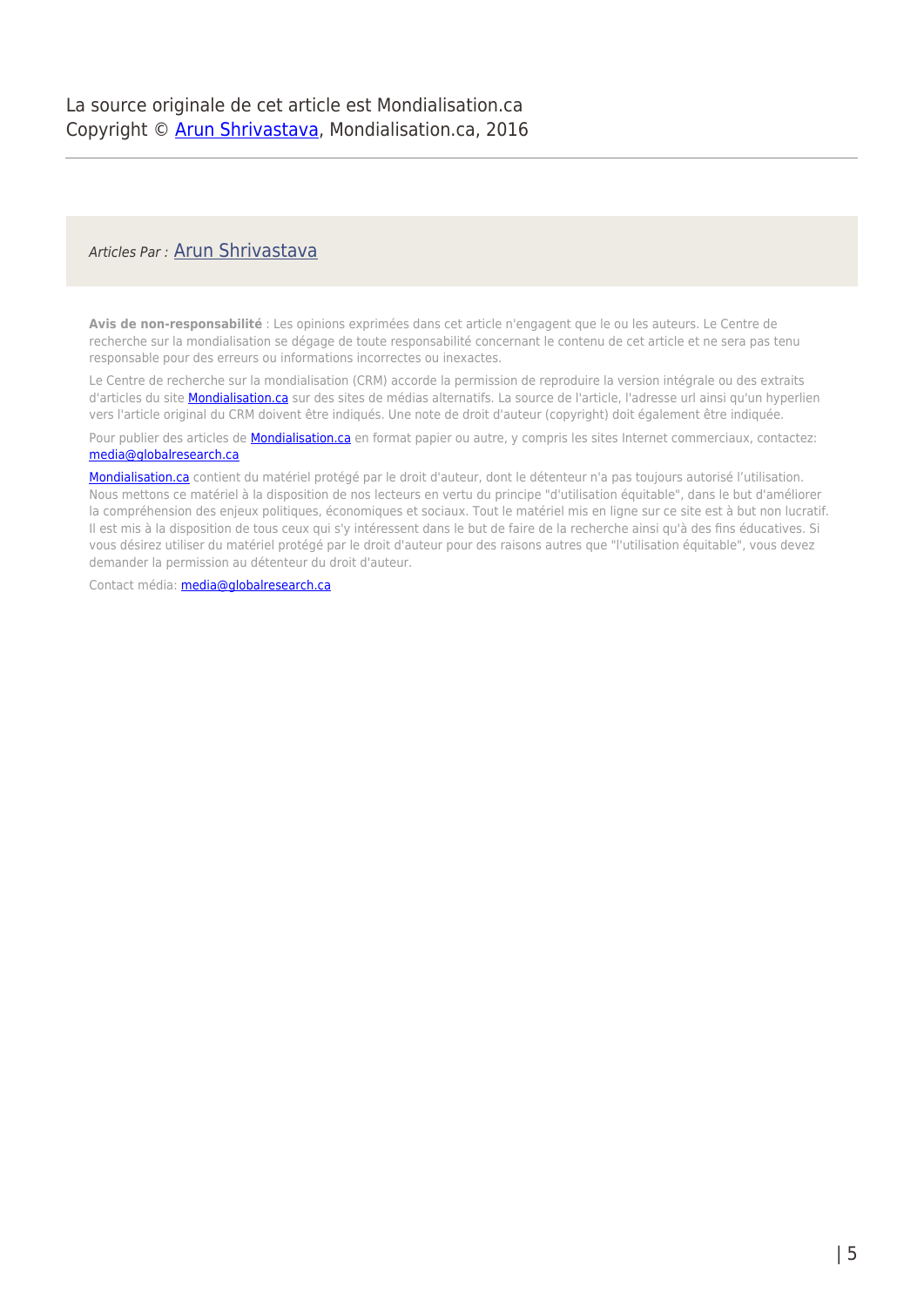La source originale de cet article est Mondialisation.ca
Copyright © Arun Shrivastava, Mondialisation.ca, 2016

---

*Articles Par :* Arun Shrivastava

**Avis de non-responsabilité** : Les opinions exprimées dans cet article n'engagent que le ou les auteurs. Le Centre de recherche sur la mondialisation se dégage de toute responsabilité concernant le contenu de cet article et ne sera pas tenu responsable pour des erreurs ou informations incorrectes ou inexactes.

Le Centre de recherche sur la mondialisation (CRM) accorde la permission de reproduire la version intégrale ou des extraits d'articles du site Mondialisation.ca sur des sites de médias alternatifs. La source de l'article, l'adresse url ainsi qu'un hyperlien vers l'article original du CRM doivent être indiqués. Une note de droit d'auteur (copyright) doit également être indiquée.

Pour publier des articles de Mondialisation.ca en format papier ou autre, y compris les sites Internet commerciaux, contactez: media@globalresearch.ca

Mondialisation.ca contient du matériel protégé par le droit d'auteur, dont le détenteur n'a pas toujours autorisé l'utilisation. Nous mettons ce matériel à la disposition de nos lecteurs en vertu du principe "d'utilisation équitable", dans le but d'améliorer la compréhension des enjeux politiques, économiques et sociaux. Tout le matériel mis en ligne sur ce site est à but non lucratif. Il est mis à la disposition de tous ceux qui s'y intéressent dans le but de faire de la recherche ainsi qu'à des fins éducatives. Si vous désirez utiliser du matériel protégé par le droit d'auteur pour des raisons autres que "l'utilisation équitable", vous devez demander la permission au détenteur du droit d'auteur.

Contact média: media@globalresearch.ca